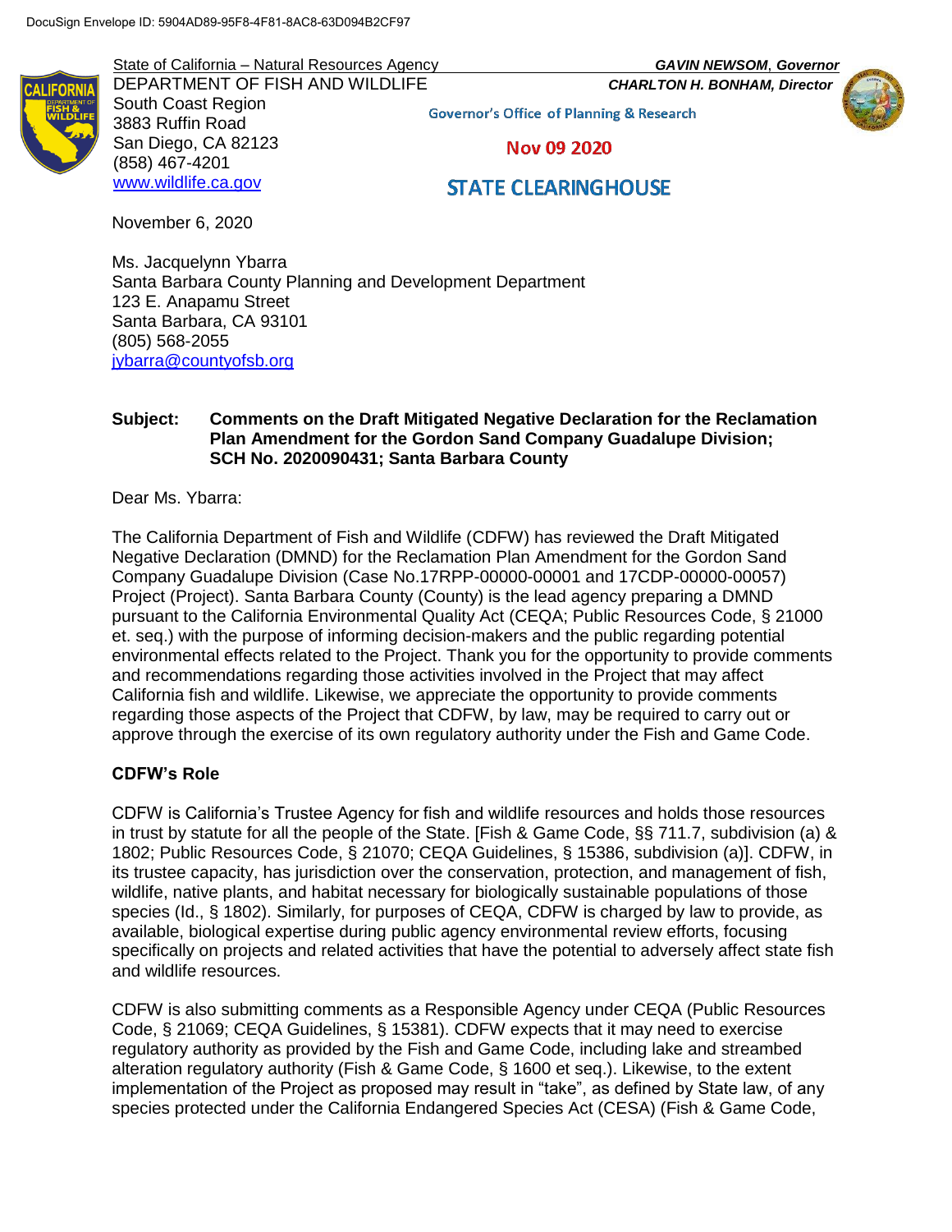DocuSign Envelope ID: 5904AD89-95F8-4F81-8AC8-63D094B2CF97

State of California – Natural Resources Agency
DEPARTMENT OF FISH AND WILDLIFE
South Coast Region
3883 Ruffin Road
San Diego, CA 82123
(858) 467-4201
www.wildlife.ca.gov

***GAVIN NEWSOM*, *Governor***
***CHARLTON H. BONHAM, Director***

Governor's Office of Planning & Research

Nov 09 2020

STATE CLEARINGHOUSE

November 6, 2020

Ms. Jacquelynn Ybarra
Santa Barbara County Planning and Development Department
123 E. Anapamu Street
Santa Barbara, CA 93101
(805) 568-2055
jybarra@countyofsb.org

**Subject: Comments on the Draft Mitigated Negative Declaration for the Reclamation Plan Amendment for the Gordon Sand Company Guadalupe Division; SCH No. 2020090431; Santa Barbara County**

Dear Ms. Ybarra:

The California Department of Fish and Wildlife (CDFW) has reviewed the Draft Mitigated Negative Declaration (DMND) for the Reclamation Plan Amendment for the Gordon Sand Company Guadalupe Division (Case No.17RPP-00000-00001 and 17CDP-00000-00057) Project (Project). Santa Barbara County (County) is the lead agency preparing a DMND pursuant to the California Environmental Quality Act (CEQA; Public Resources Code, § 21000 et. seq.) with the purpose of informing decision-makers and the public regarding potential environmental effects related to the Project. Thank you for the opportunity to provide comments and recommendations regarding those activities involved in the Project that may affect California fish and wildlife. Likewise, we appreciate the opportunity to provide comments regarding those aspects of the Project that CDFW, by law, may be required to carry out or approve through the exercise of its own regulatory authority under the Fish and Game Code.

**CDFW's Role**

CDFW is California's Trustee Agency for fish and wildlife resources and holds those resources in trust by statute for all the people of the State. [Fish & Game Code, §§ 711.7, subdivision (a) & 1802; Public Resources Code, § 21070; CEQA Guidelines, § 15386, subdivision (a)]. CDFW, in its trustee capacity, has jurisdiction over the conservation, protection, and management of fish, wildlife, native plants, and habitat necessary for biologically sustainable populations of those species (Id., § 1802). Similarly, for purposes of CEQA, CDFW is charged by law to provide, as available, biological expertise during public agency environmental review efforts, focusing specifically on projects and related activities that have the potential to adversely affect state fish and wildlife resources.

CDFW is also submitting comments as a Responsible Agency under CEQA (Public Resources Code, § 21069; CEQA Guidelines, § 15381). CDFW expects that it may need to exercise regulatory authority as provided by the Fish and Game Code, including lake and streambed alteration regulatory authority (Fish & Game Code, § 1600 et seq.). Likewise, to the extent implementation of the Project as proposed may result in "take", as defined by State law, of any species protected under the California Endangered Species Act (CESA) (Fish & Game Code,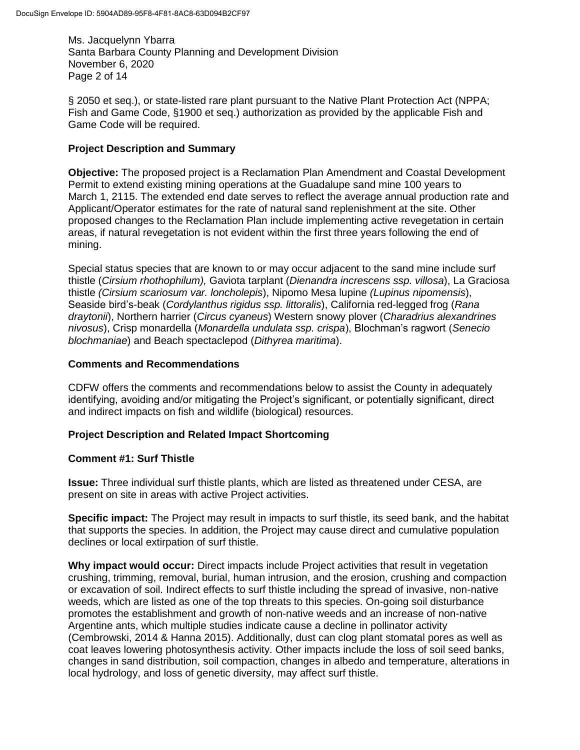§ 2050 et seq.), or state-listed rare plant pursuant to the Native Plant Protection Act (NPPA; Fish and Game Code, §1900 et seq.) authorization as provided by the applicable Fish and Game Code will be required.

**Project Description and Summary**

**Objective:** The proposed project is a Reclamation Plan Amendment and Coastal Development Permit to extend existing mining operations at the Guadalupe sand mine 100 years to March 1, 2115. The extended end date serves to reflect the average annual production rate and Applicant/Operator estimates for the rate of natural sand replenishment at the site. Other proposed changes to the Reclamation Plan include implementing active revegetation in certain areas, if natural revegetation is not evident within the first three years following the end of mining.

Special status species that are known to or may occur adjacent to the sand mine include surf thistle (*Cirsium rhothophilum),* Gaviota tarplant (*Dienandra increscens ssp. villosa*), La Graciosa thistle *(Cirsium scariosum var. loncholepis*), Nipomo Mesa lupine *(Lupinus nipomensis*), Seaside bird's-beak (*Cordylanthus rigidus ssp. littoralis*), California red-legged frog (*Rana draytonii*), Northern harrier (*Circus cyaneus*) Western snowy plover (*Charadrius alexandrines nivosus*), Crisp monardella (*Monardella undulata ssp. crispa*), Blochman's ragwort (*Senecio blochmaniae*) and Beach spectaclepod (*Dithyrea maritima*).

**Comments and Recommendations**

CDFW offers the comments and recommendations below to assist the County in adequately identifying, avoiding and/or mitigating the Project's significant, or potentially significant, direct and indirect impacts on fish and wildlife (biological) resources.

**Project Description and Related Impact Shortcoming**

**Comment #1: Surf Thistle**

**Issue:** Three individual surf thistle plants, which are listed as threatened under CESA, are present on site in areas with active Project activities.

**Specific impact:** The Project may result in impacts to surf thistle, its seed bank, and the habitat that supports the species. In addition, the Project may cause direct and cumulative population declines or local extirpation of surf thistle.

**Why impact would occur:** Direct impacts include Project activities that result in vegetation crushing, trimming, removal, burial, human intrusion, and the erosion, crushing and compaction or excavation of soil. Indirect effects to surf thistle including the spread of invasive, non-native weeds, which are listed as one of the top threats to this species. On-going soil disturbance promotes the establishment and growth of non-native weeds and an increase of non-native Argentine ants, which multiple studies indicate cause a decline in pollinator activity (Cembrowski, 2014 & Hanna 2015). Additionally, dust can clog plant stomatal pores as well as coat leaves lowering photosynthesis activity. Other impacts include the loss of soil seed banks, changes in sand distribution, soil compaction, changes in albedo and temperature, alterations in local hydrology, and loss of genetic diversity, may affect surf thistle.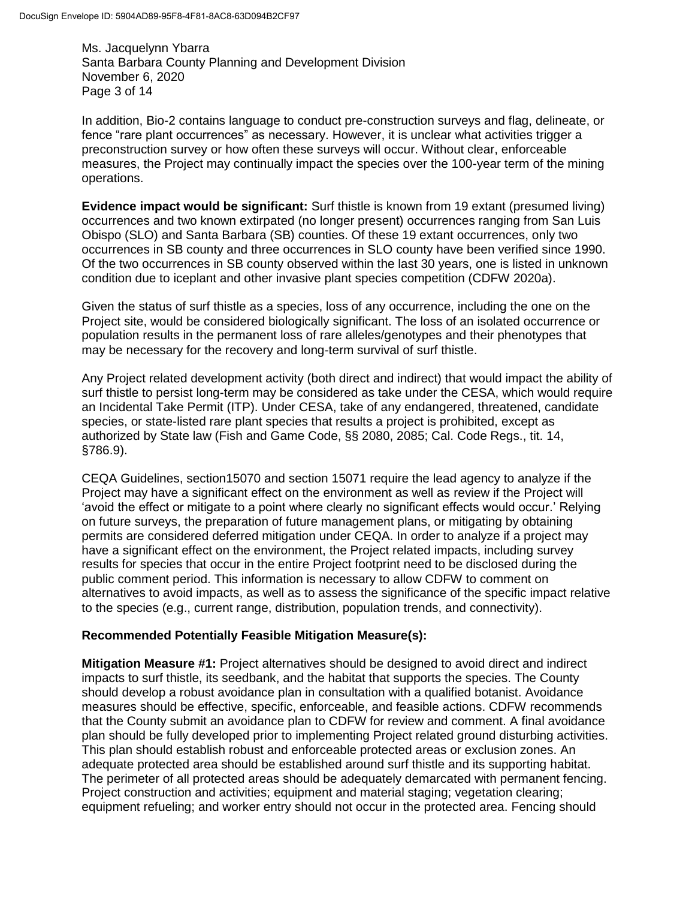In addition, Bio-2 contains language to conduct pre-construction surveys and flag, delineate, or fence "rare plant occurrences" as necessary. However, it is unclear what activities trigger a preconstruction survey or how often these surveys will occur. Without clear, enforceable measures, the Project may continually impact the species over the 100-year term of the mining operations.

**Evidence impact would be significant:** Surf thistle is known from 19 extant (presumed living) occurrences and two known extirpated (no longer present) occurrences ranging from San Luis Obispo (SLO) and Santa Barbara (SB) counties. Of these 19 extant occurrences, only two occurrences in SB county and three occurrences in SLO county have been verified since 1990. Of the two occurrences in SB county observed within the last 30 years, one is listed in unknown condition due to iceplant and other invasive plant species competition (CDFW 2020a).

Given the status of surf thistle as a species, loss of any occurrence, including the one on the Project site, would be considered biologically significant. The loss of an isolated occurrence or population results in the permanent loss of rare alleles/genotypes and their phenotypes that may be necessary for the recovery and long-term survival of surf thistle.

Any Project related development activity (both direct and indirect) that would impact the ability of surf thistle to persist long-term may be considered as take under the CESA, which would require an Incidental Take Permit (ITP). Under CESA, take of any endangered, threatened, candidate species, or state-listed rare plant species that results a project is prohibited, except as authorized by State law (Fish and Game Code, §§ 2080, 2085; Cal. Code Regs., tit. 14, §786.9).

CEQA Guidelines, section15070 and section 15071 require the lead agency to analyze if the Project may have a significant effect on the environment as well as review if the Project will 'avoid the effect or mitigate to a point where clearly no significant effects would occur.' Relying on future surveys, the preparation of future management plans, or mitigating by obtaining permits are considered deferred mitigation under CEQA. In order to analyze if a project may have a significant effect on the environment, the Project related impacts, including survey results for species that occur in the entire Project footprint need to be disclosed during the public comment period. This information is necessary to allow CDFW to comment on alternatives to avoid impacts, as well as to assess the significance of the specific impact relative to the species (e.g., current range, distribution, population trends, and connectivity).

**Recommended Potentially Feasible Mitigation Measure(s):**

**Mitigation Measure #1:** Project alternatives should be designed to avoid direct and indirect impacts to surf thistle, its seedbank, and the habitat that supports the species. The County should develop a robust avoidance plan in consultation with a qualified botanist. Avoidance measures should be effective, specific, enforceable, and feasible actions. CDFW recommends that the County submit an avoidance plan to CDFW for review and comment. A final avoidance plan should be fully developed prior to implementing Project related ground disturbing activities. This plan should establish robust and enforceable protected areas or exclusion zones. An adequate protected area should be established around surf thistle and its supporting habitat. The perimeter of all protected areas should be adequately demarcated with permanent fencing. Project construction and activities; equipment and material staging; vegetation clearing; equipment refueling; and worker entry should not occur in the protected area. Fencing should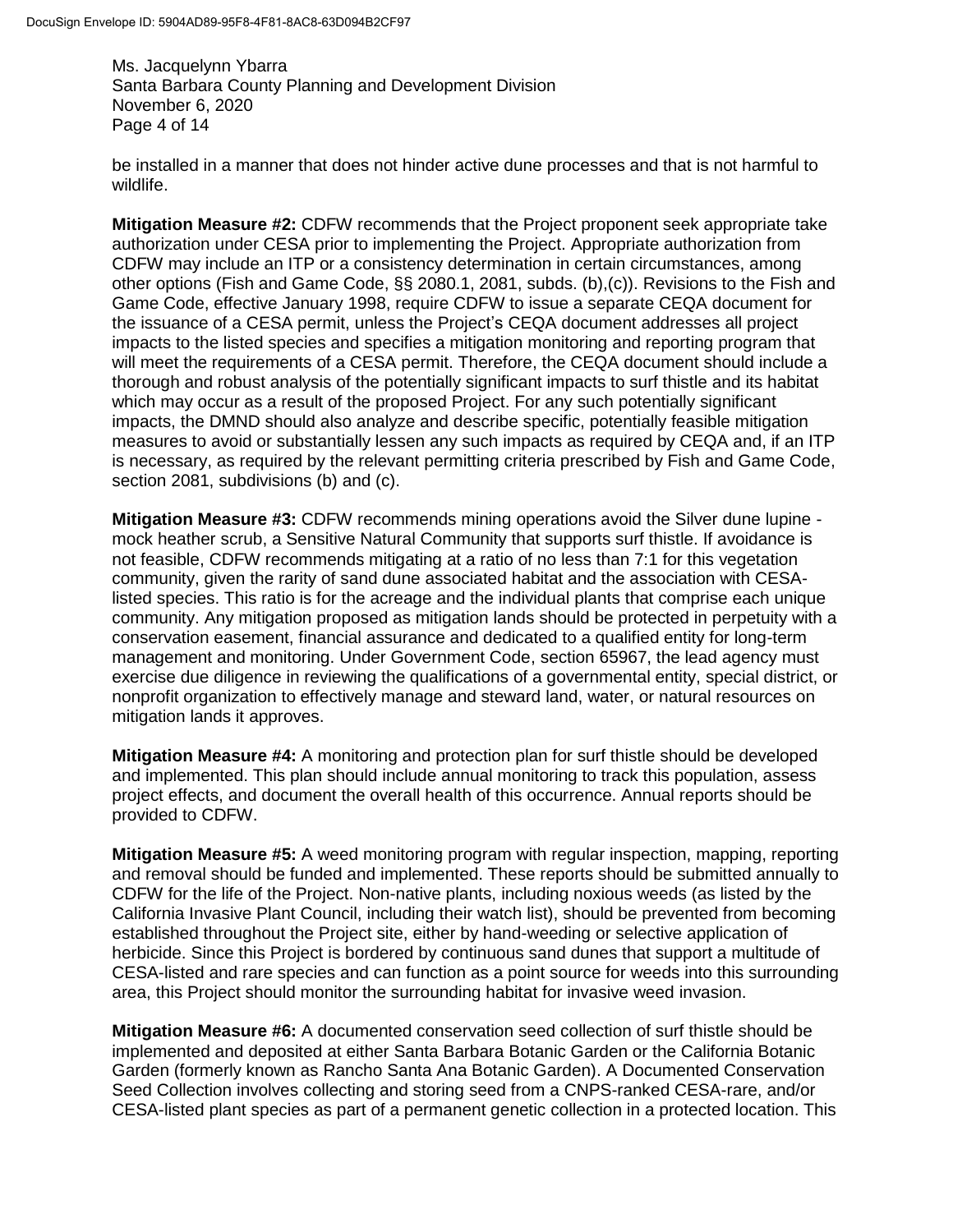be installed in a manner that does not hinder active dune processes and that is not harmful to wildlife.

**Mitigation Measure #2:** CDFW recommends that the Project proponent seek appropriate take authorization under CESA prior to implementing the Project. Appropriate authorization from CDFW may include an ITP or a consistency determination in certain circumstances, among other options (Fish and Game Code, §§ 2080.1, 2081, subds. (b),(c)). Revisions to the Fish and Game Code, effective January 1998, require CDFW to issue a separate CEQA document for the issuance of a CESA permit, unless the Project's CEQA document addresses all project impacts to the listed species and specifies a mitigation monitoring and reporting program that will meet the requirements of a CESA permit. Therefore, the CEQA document should include a thorough and robust analysis of the potentially significant impacts to surf thistle and its habitat which may occur as a result of the proposed Project. For any such potentially significant impacts, the DMND should also analyze and describe specific, potentially feasible mitigation measures to avoid or substantially lessen any such impacts as required by CEQA and, if an ITP is necessary, as required by the relevant permitting criteria prescribed by Fish and Game Code, section 2081, subdivisions (b) and (c).

**Mitigation Measure #3:** CDFW recommends mining operations avoid the Silver dune lupine - mock heather scrub, a Sensitive Natural Community that supports surf thistle. If avoidance is not feasible, CDFW recommends mitigating at a ratio of no less than 7:1 for this vegetation community, given the rarity of sand dune associated habitat and the association with CESA-listed species. This ratio is for the acreage and the individual plants that comprise each unique community. Any mitigation proposed as mitigation lands should be protected in perpetuity with a conservation easement, financial assurance and dedicated to a qualified entity for long-term management and monitoring. Under Government Code, section 65967, the lead agency must exercise due diligence in reviewing the qualifications of a governmental entity, special district, or nonprofit organization to effectively manage and steward land, water, or natural resources on mitigation lands it approves.

**Mitigation Measure #4:** A monitoring and protection plan for surf thistle should be developed and implemented. This plan should include annual monitoring to track this population, assess project effects, and document the overall health of this occurrence. Annual reports should be provided to CDFW.

**Mitigation Measure #5:** A weed monitoring program with regular inspection, mapping, reporting and removal should be funded and implemented. These reports should be submitted annually to CDFW for the life of the Project. Non-native plants, including noxious weeds (as listed by the California Invasive Plant Council, including their watch list), should be prevented from becoming established throughout the Project site, either by hand-weeding or selective application of herbicide. Since this Project is bordered by continuous sand dunes that support a multitude of CESA-listed and rare species and can function as a point source for weeds into this surrounding area, this Project should monitor the surrounding habitat for invasive weed invasion.

**Mitigation Measure #6:** A documented conservation seed collection of surf thistle should be implemented and deposited at either Santa Barbara Botanic Garden or the California Botanic Garden (formerly known as Rancho Santa Ana Botanic Garden). A Documented Conservation Seed Collection involves collecting and storing seed from a CNPS-ranked CESA-rare, and/or CESA-listed plant species as part of a permanent genetic collection in a protected location. This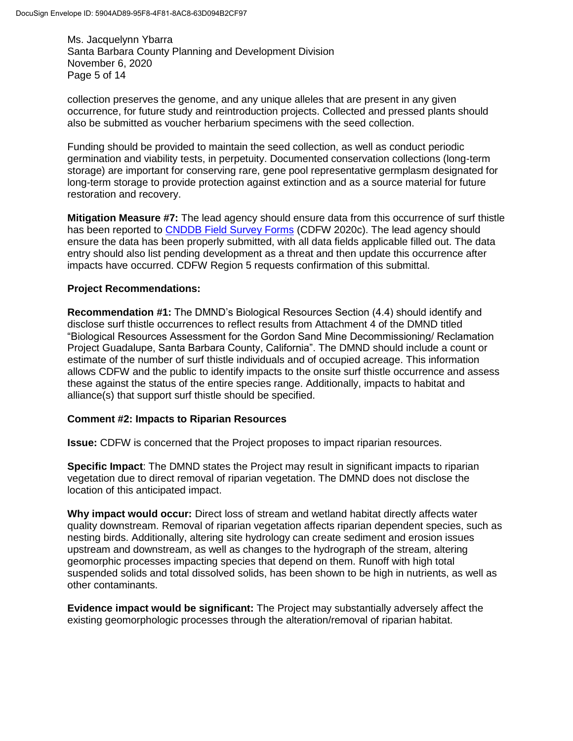collection preserves the genome, and any unique alleles that are present in any given occurrence, for future study and reintroduction projects. Collected and pressed plants should also be submitted as voucher herbarium specimens with the seed collection.

Funding should be provided to maintain the seed collection, as well as conduct periodic germination and viability tests, in perpetuity. Documented conservation collections (long-term storage) are important for conserving rare, gene pool representative germplasm designated for long-term storage to provide protection against extinction and as a source material for future restoration and recovery.

**Mitigation Measure #7:** The lead agency should ensure data from this occurrence of surf thistle has been reported to CNDDB Field Survey Forms (CDFW 2020c). The lead agency should ensure the data has been properly submitted, with all data fields applicable filled out. The data entry should also list pending development as a threat and then update this occurrence after impacts have occurred. CDFW Region 5 requests confirmation of this submittal.

**Project Recommendations:**

**Recommendation #1:** The DMND's Biological Resources Section (4.4) should identify and disclose surf thistle occurrences to reflect results from Attachment 4 of the DMND titled "Biological Resources Assessment for the Gordon Sand Mine Decommissioning/ Reclamation Project Guadalupe, Santa Barbara County, California". The DMND should include a count or estimate of the number of surf thistle individuals and of occupied acreage. This information allows CDFW and the public to identify impacts to the onsite surf thistle occurrence and assess these against the status of the entire species range. Additionally, impacts to habitat and alliance(s) that support surf thistle should be specified.

**Comment #2: Impacts to Riparian Resources**

**Issue:** CDFW is concerned that the Project proposes to impact riparian resources.

**Specific Impact**: The DMND states the Project may result in significant impacts to riparian vegetation due to direct removal of riparian vegetation. The DMND does not disclose the location of this anticipated impact.

**Why impact would occur:** Direct loss of stream and wetland habitat directly affects water quality downstream. Removal of riparian vegetation affects riparian dependent species, such as nesting birds. Additionally, altering site hydrology can create sediment and erosion issues upstream and downstream, as well as changes to the hydrograph of the stream, altering geomorphic processes impacting species that depend on them. Runoff with high total suspended solids and total dissolved solids, has been shown to be high in nutrients, as well as other contaminants.

**Evidence impact would be significant:** The Project may substantially adversely affect the existing geomorphologic processes through the alteration/removal of riparian habitat.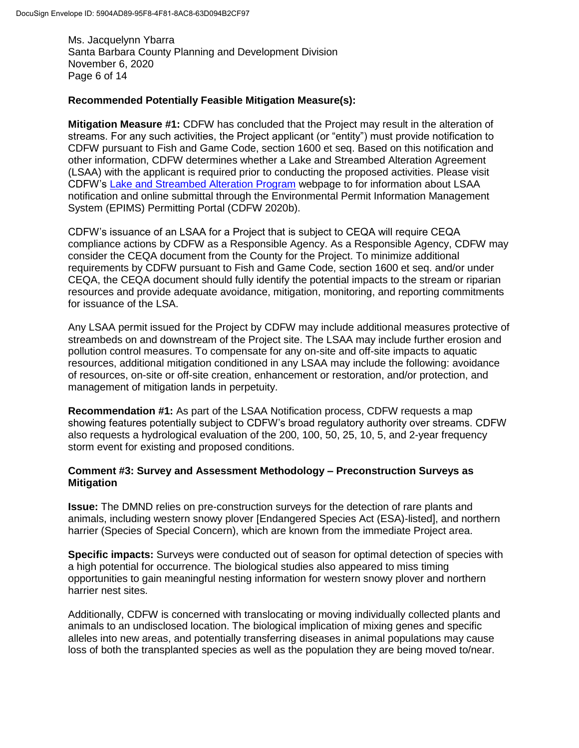**Recommended Potentially Feasible Mitigation Measure(s):**

**Mitigation Measure #1:** CDFW has concluded that the Project may result in the alteration of streams. For any such activities, the Project applicant (or "entity") must provide notification to CDFW pursuant to Fish and Game Code, section 1600 et seq. Based on this notification and other information, CDFW determines whether a Lake and Streambed Alteration Agreement (LSAA) with the applicant is required prior to conducting the proposed activities. Please visit CDFW's [Lake and Streambed Alteration Program] webpage to for information about LSAA notification and online submittal through the Environmental Permit Information Management System (EPIMS) Permitting Portal (CDFW 2020b).

CDFW's issuance of an LSAA for a Project that is subject to CEQA will require CEQA compliance actions by CDFW as a Responsible Agency. As a Responsible Agency, CDFW may consider the CEQA document from the County for the Project. To minimize additional requirements by CDFW pursuant to Fish and Game Code, section 1600 et seq. and/or under CEQA, the CEQA document should fully identify the potential impacts to the stream or riparian resources and provide adequate avoidance, mitigation, monitoring, and reporting commitments for issuance of the LSA.

Any LSAA permit issued for the Project by CDFW may include additional measures protective of streambeds on and downstream of the Project site. The LSAA may include further erosion and pollution control measures. To compensate for any on-site and off-site impacts to aquatic resources, additional mitigation conditioned in any LSAA may include the following: avoidance of resources, on-site or off-site creation, enhancement or restoration, and/or protection, and management of mitigation lands in perpetuity.

**Recommendation #1:** As part of the LSAA Notification process, CDFW requests a map showing features potentially subject to CDFW's broad regulatory authority over streams. CDFW also requests a hydrological evaluation of the 200, 100, 50, 25, 10, 5, and 2-year frequency storm event for existing and proposed conditions.

**Comment #3: Survey and Assessment Methodology – Preconstruction Surveys as Mitigation**

**Issue:** The DMND relies on pre-construction surveys for the detection of rare plants and animals, including western snowy plover [Endangered Species Act (ESA)-listed], and northern harrier (Species of Special Concern), which are known from the immediate Project area.

**Specific impacts:** Surveys were conducted out of season for optimal detection of species with a high potential for occurrence. The biological studies also appeared to miss timing opportunities to gain meaningful nesting information for western snowy plover and northern harrier nest sites.

Additionally, CDFW is concerned with translocating or moving individually collected plants and animals to an undisclosed location. The biological implication of mixing genes and specific alleles into new areas, and potentially transferring diseases in animal populations may cause loss of both the transplanted species as well as the population they are being moved to/near.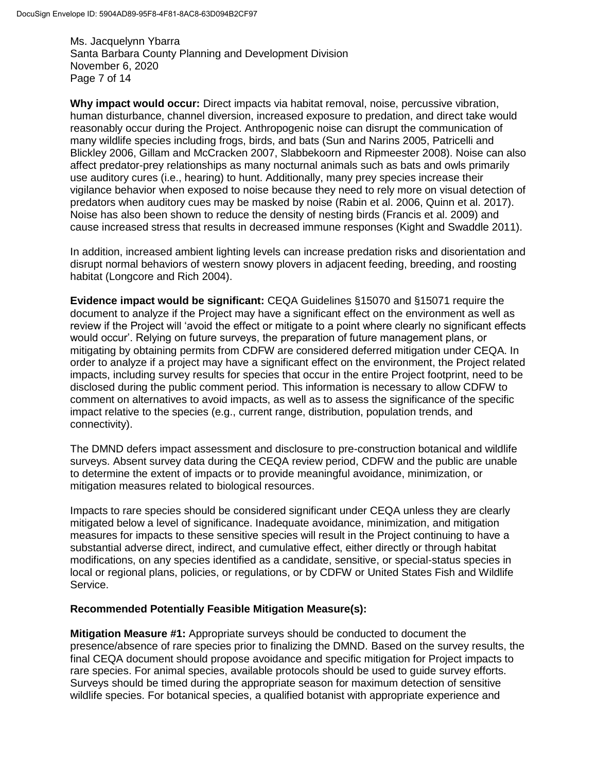**Why impact would occur:** Direct impacts via habitat removal, noise, percussive vibration, human disturbance, channel diversion, increased exposure to predation, and direct take would reasonably occur during the Project. Anthropogenic noise can disrupt the communication of many wildlife species including frogs, birds, and bats (Sun and Narins 2005, Patricelli and Blickley 2006, Gillam and McCracken 2007, Slabbekoorn and Ripmeester 2008). Noise can also affect predator-prey relationships as many nocturnal animals such as bats and owls primarily use auditory cures (i.e., hearing) to hunt. Additionally, many prey species increase their vigilance behavior when exposed to noise because they need to rely more on visual detection of predators when auditory cues may be masked by noise (Rabin et al. 2006, Quinn et al. 2017). Noise has also been shown to reduce the density of nesting birds (Francis et al. 2009) and cause increased stress that results in decreased immune responses (Kight and Swaddle 2011).

In addition, increased ambient lighting levels can increase predation risks and disorientation and disrupt normal behaviors of western snowy plovers in adjacent feeding, breeding, and roosting habitat (Longcore and Rich 2004).

**Evidence impact would be significant:** CEQA Guidelines §15070 and §15071 require the document to analyze if the Project may have a significant effect on the environment as well as review if the Project will 'avoid the effect or mitigate to a point where clearly no significant effects would occur'. Relying on future surveys, the preparation of future management plans, or mitigating by obtaining permits from CDFW are considered deferred mitigation under CEQA. In order to analyze if a project may have a significant effect on the environment, the Project related impacts, including survey results for species that occur in the entire Project footprint, need to be disclosed during the public comment period. This information is necessary to allow CDFW to comment on alternatives to avoid impacts, as well as to assess the significance of the specific impact relative to the species (e.g., current range, distribution, population trends, and connectivity).

The DMND defers impact assessment and disclosure to pre-construction botanical and wildlife surveys. Absent survey data during the CEQA review period, CDFW and the public are unable to determine the extent of impacts or to provide meaningful avoidance, minimization, or mitigation measures related to biological resources.

Impacts to rare species should be considered significant under CEQA unless they are clearly mitigated below a level of significance. Inadequate avoidance, minimization, and mitigation measures for impacts to these sensitive species will result in the Project continuing to have a substantial adverse direct, indirect, and cumulative effect, either directly or through habitat modifications, on any species identified as a candidate, sensitive, or special-status species in local or regional plans, policies, or regulations, or by CDFW or United States Fish and Wildlife Service.

**Recommended Potentially Feasible Mitigation Measure(s):**

**Mitigation Measure #1:** Appropriate surveys should be conducted to document the presence/absence of rare species prior to finalizing the DMND. Based on the survey results, the final CEQA document should propose avoidance and specific mitigation for Project impacts to rare species. For animal species, available protocols should be used to guide survey efforts. Surveys should be timed during the appropriate season for maximum detection of sensitive wildlife species. For botanical species, a qualified botanist with appropriate experience and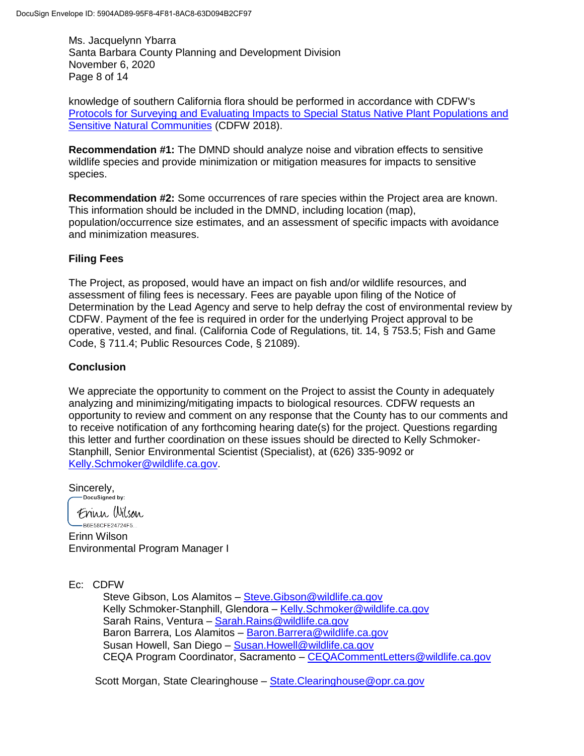knowledge of southern California flora should be performed in accordance with CDFW's [Protocols for Surveying and Evaluating Impacts to Special Status Native Plant Populations and Sensitive Natural Communities](#) (CDFW 2018).

**Recommendation #1:** The DMND should analyze noise and vibration effects to sensitive wildlife species and provide minimization or mitigation measures for impacts to sensitive species.

**Recommendation #2:** Some occurrences of rare species within the Project area are known. This information should be included in the DMND, including location (map), population/occurrence size estimates, and an assessment of specific impacts with avoidance and minimization measures.

## Filing Fees

The Project, as proposed, would have an impact on fish and/or wildlife resources, and assessment of filing fees is necessary. Fees are payable upon filing of the Notice of Determination by the Lead Agency and serve to help defray the cost of environmental review by CDFW. Payment of the fee is required in order for the underlying Project approval to be operative, vested, and final. (California Code of Regulations, tit. 14, § 753.5; Fish and Game Code, § 711.4; Public Resources Code, § 21089).

## Conclusion

We appreciate the opportunity to comment on the Project to assist the County in adequately analyzing and minimizing/mitigating impacts to biological resources. CDFW requests an opportunity to review and comment on any response that the County has to our comments and to receive notification of any forthcoming hearing date(s) for the project. Questions regarding this letter and further coordination on these issues should be directed to Kelly Schmoker-Stanphill, Senior Environmental Scientist (Specialist), at (626) 335-9092 or Kelly.Schmoker@wildlife.ca.gov.

Sincerely,

DocuSigned by:
Erinn Wilson
B6E58CFE24724F5...

Erinn Wilson
Environmental Program Manager I

Ec: CDFW
- Steve Gibson, Los Alamitos – Steve.Gibson@wildlife.ca.gov
- Kelly Schmoker-Stanphill, Glendora – Kelly.Schmoker@wildlife.ca.gov
- Sarah Rains, Ventura – Sarah.Rains@wildlife.ca.gov
- Baron Barrera, Los Alamitos – Baron.Barrera@wildlife.ca.gov
- Susan Howell, San Diego – Susan.Howell@wildlife.ca.gov
- CEQA Program Coordinator, Sacramento – CEQACommentLetters@wildlife.ca.gov

Scott Morgan, State Clearinghouse – State.Clearinghouse@opr.ca.gov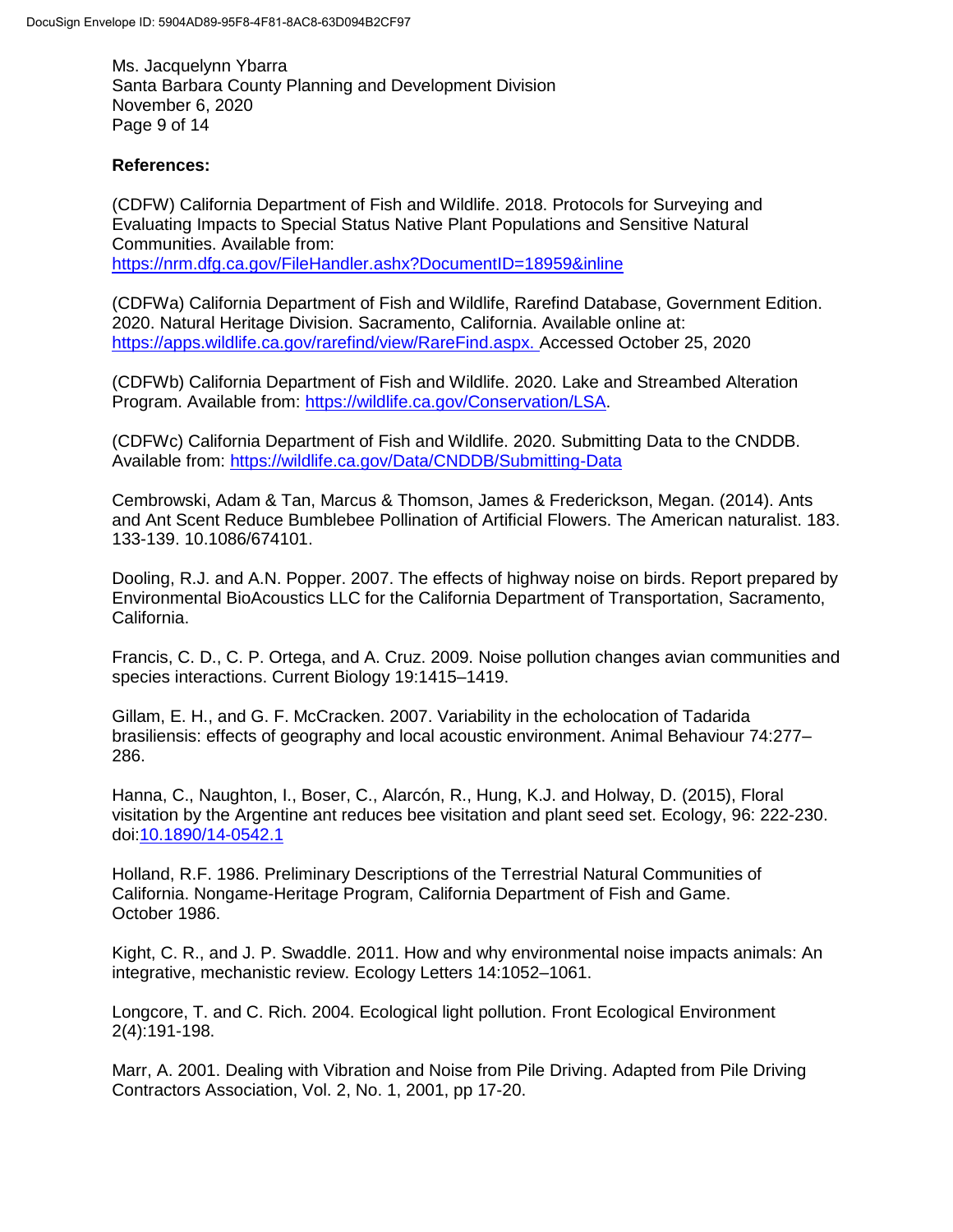**References:**

(CDFW) California Department of Fish and Wildlife. 2018. Protocols for Surveying and Evaluating Impacts to Special Status Native Plant Populations and Sensitive Natural Communities. Available from: https://nrm.dfg.ca.gov/FileHandler.ashx?DocumentID=18959&inline

(CDFWa) California Department of Fish and Wildlife, Rarefind Database, Government Edition. 2020. Natural Heritage Division. Sacramento, California. Available online at: https://apps.wildlife.ca.gov/rarefind/view/RareFind.aspx. Accessed October 25, 2020

(CDFWb) California Department of Fish and Wildlife. 2020. Lake and Streambed Alteration Program. Available from: https://wildlife.ca.gov/Conservation/LSA.

(CDFWc) California Department of Fish and Wildlife. 2020. Submitting Data to the CNDDB. Available from: https://wildlife.ca.gov/Data/CNDDB/Submitting-Data

Cembrowski, Adam & Tan, Marcus & Thomson, James & Frederickson, Megan. (2014). Ants and Ant Scent Reduce Bumblebee Pollination of Artificial Flowers. The American naturalist. 183. 133-139. 10.1086/674101.

Dooling, R.J. and A.N. Popper. 2007. The effects of highway noise on birds. Report prepared by Environmental BioAcoustics LLC for the California Department of Transportation, Sacramento, California.

Francis, C. D., C. P. Ortega, and A. Cruz. 2009. Noise pollution changes avian communities and species interactions. Current Biology 19:1415–1419.

Gillam, E. H., and G. F. McCracken. 2007. Variability in the echolocation of Tadarida brasiliensis: effects of geography and local acoustic environment. Animal Behaviour 74:277–286.

Hanna, C., Naughton, I., Boser, C., Alarcón, R., Hung, K.J. and Holway, D. (2015), Floral visitation by the Argentine ant reduces bee visitation and plant seed set. Ecology, 96: 222-230. doi:10.1890/14-0542.1

Holland, R.F. 1986. Preliminary Descriptions of the Terrestrial Natural Communities of California. Nongame-Heritage Program, California Department of Fish and Game. October 1986.

Kight, C. R., and J. P. Swaddle. 2011. How and why environmental noise impacts animals: An integrative, mechanistic review. Ecology Letters 14:1052–1061.

Longcore, T. and C. Rich. 2004. Ecological light pollution. Front Ecological Environment 2(4):191-198.

Marr, A. 2001. Dealing with Vibration and Noise from Pile Driving. Adapted from Pile Driving Contractors Association, Vol. 2, No. 1, 2001, pp 17-20.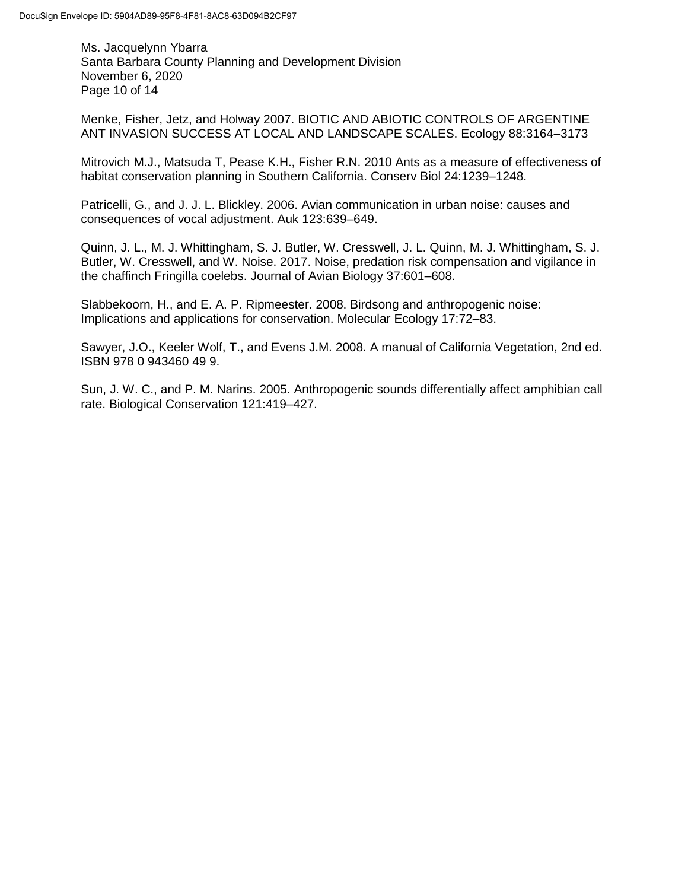Menke, Fisher, Jetz, and Holway 2007. BIOTIC AND ABIOTIC CONTROLS OF ARGENTINE ANT INVASION SUCCESS AT LOCAL AND LANDSCAPE SCALES. Ecology 88:3164–3173

Mitrovich M.J., Matsuda T, Pease K.H., Fisher R.N. 2010 Ants as a measure of effectiveness of habitat conservation planning in Southern California. Conserv Biol 24:1239–1248.

Patricelli, G., and J. J. L. Blickley. 2006. Avian communication in urban noise: causes and consequences of vocal adjustment. Auk 123:639–649.

Quinn, J. L., M. J. Whittingham, S. J. Butler, W. Cresswell, J. L. Quinn, M. J. Whittingham, S. J. Butler, W. Cresswell, and W. Noise. 2017. Noise, predation risk compensation and vigilance in the chaffinch Fringilla coelebs. Journal of Avian Biology 37:601–608.

Slabbekoorn, H., and E. A. P. Ripmeester. 2008. Birdsong and anthropogenic noise: Implications and applications for conservation. Molecular Ecology 17:72–83.

Sawyer, J.O., Keeler Wolf, T., and Evens J.M. 2008. A manual of California Vegetation, 2nd ed. ISBN 978 0 943460 49 9.

Sun, J. W. C., and P. M. Narins. 2005. Anthropogenic sounds differentially affect amphibian call rate. Biological Conservation 121:419–427.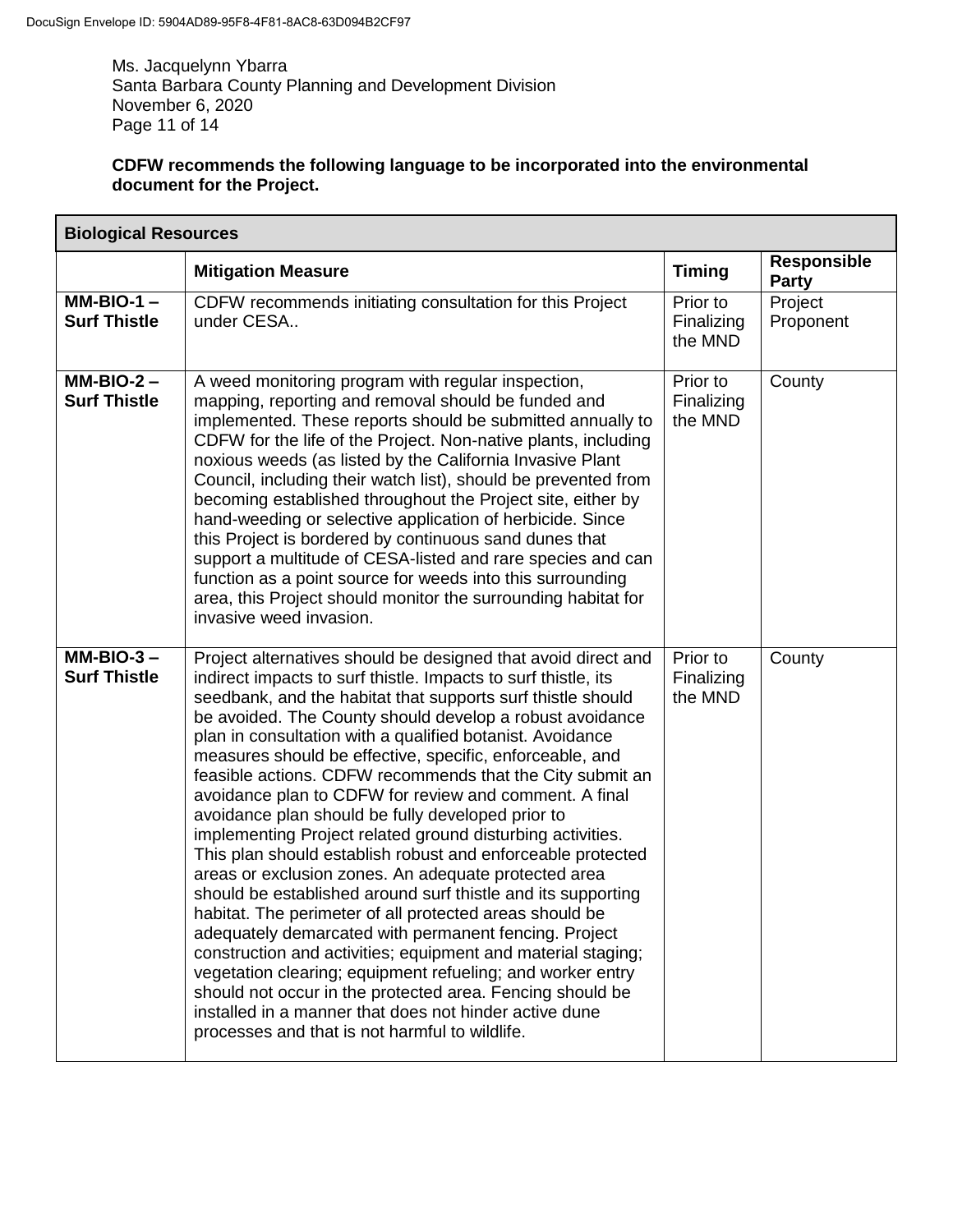Ms. Jacquelynn Ybarra
Santa Barbara County Planning and Development Division
November 6, 2020

**CDFW recommends the following language to be incorporated into the environmental document for the Project.**

| **Biological Resources** | | | |
|---|---|---|---|
| | **Mitigation Measure** | **Timing** | **Responsible Party** |
| **MM-BIO-1 – Surf Thistle** | CDFW recommends initiating consultation for this Project under CESA.. | Prior to Finalizing the MND | Project Proponent |
| **MM-BIO-2 – Surf Thistle** | A weed monitoring program with regular inspection, mapping, reporting and removal should be funded and implemented. These reports should be submitted annually to CDFW for the life of the Project. Non-native plants, including noxious weeds (as listed by the California Invasive Plant Council, including their watch list), should be prevented from becoming established throughout the Project site, either by hand-weeding or selective application of herbicide. Since this Project is bordered by continuous sand dunes that support a multitude of CESA-listed and rare species and can function as a point source for weeds into this surrounding area, this Project should monitor the surrounding habitat for invasive weed invasion. | Prior to Finalizing the MND | County |
| **MM-BIO-3 – Surf Thistle** | Project alternatives should be designed that avoid direct and indirect impacts to surf thistle. Impacts to surf thistle, its seedbank, and the habitat that supports surf thistle should be avoided. The County should develop a robust avoidance plan in consultation with a qualified botanist. Avoidance measures should be effective, specific, enforceable, and feasible actions. CDFW recommends that the City submit an avoidance plan to CDFW for review and comment. A final avoidance plan should be fully developed prior to implementing Project related ground disturbing activities. This plan should establish robust and enforceable protected areas or exclusion zones. An adequate protected area should be established around surf thistle and its supporting habitat. The perimeter of all protected areas should be adequately demarcated with permanent fencing. Project construction and activities; equipment and material staging; vegetation clearing; equipment refueling; and worker entry should not occur in the protected area. Fencing should be installed in a manner that does not hinder active dune processes and that is not harmful to wildlife. | Prior to Finalizing the MND | County |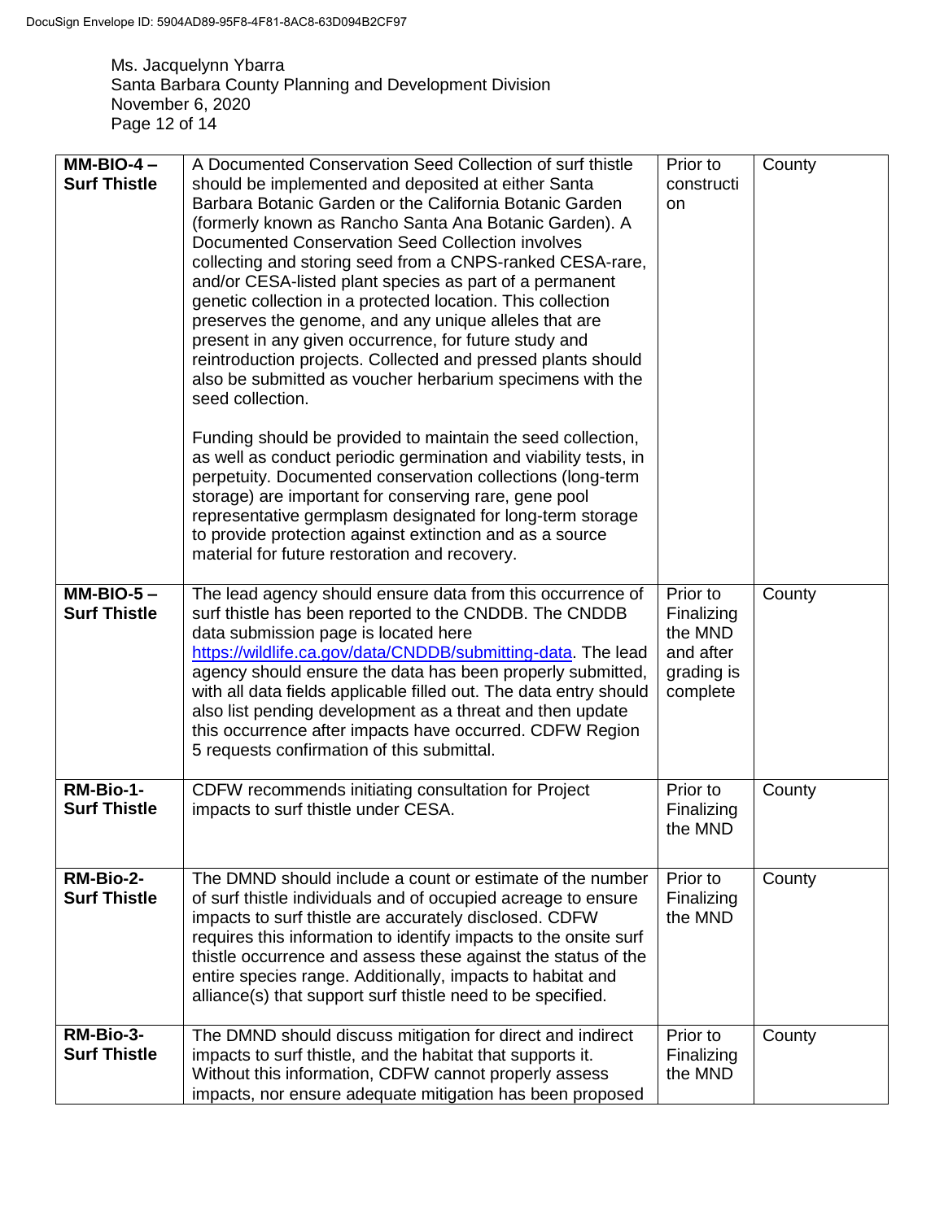Ms. Jacquelynn Ybarra
Santa Barbara County Planning and Development Division
November 6, 2020

| | | | |
|---|---|---|---|
| **MM-BIO-4 – Surf Thistle** | A Documented Conservation Seed Collection of surf thistle should be implemented and deposited at either Santa Barbara Botanic Garden or the California Botanic Garden (formerly known as Rancho Santa Ana Botanic Garden). A Documented Conservation Seed Collection involves collecting and storing seed from a CNPS-ranked CESA-rare, and/or CESA-listed plant species as part of a permanent genetic collection in a protected location. This collection preserves the genome, and any unique alleles that are present in any given occurrence, for future study and reintroduction projects. Collected and pressed plants should also be submitted as voucher herbarium specimens with the seed collection.<br><br>Funding should be provided to maintain the seed collection, as well as conduct periodic germination and viability tests, in perpetuity. Documented conservation collections (long-term storage) are important for conserving rare, gene pool representative germplasm designated for long-term storage to provide protection against extinction and as a source material for future restoration and recovery. | Prior to construction | County |
| **MM-BIO-5 – Surf Thistle** | The lead agency should ensure data from this occurrence of surf thistle has been reported to the CNDDB. The CNDDB data submission page is located here https://wildlife.ca.gov/data/CNDDB/submitting-data. The lead agency should ensure the data has been properly submitted, with all data fields applicable filled out. The data entry should also list pending development as a threat and then update this occurrence after impacts have occurred. CDFW Region 5 requests confirmation of this submittal. | Prior to Finalizing the MND and after grading is complete | County |
| **RM-Bio-1- Surf Thistle** | CDFW recommends initiating consultation for Project impacts to surf thistle under CESA. | Prior to Finalizing the MND | County |
| **RM-Bio-2- Surf Thistle** | The DMND should include a count or estimate of the number of surf thistle individuals and of occupied acreage to ensure impacts to surf thistle are accurately disclosed. CDFW requires this information to identify impacts to the onsite surf thistle occurrence and assess these against the status of the entire species range. Additionally, impacts to habitat and alliance(s) that support surf thistle need to be specified. | Prior to Finalizing the MND | County |
| **RM-Bio-3- Surf Thistle** | The DMND should discuss mitigation for direct and indirect impacts to surf thistle, and the habitat that supports it. Without this information, CDFW cannot properly assess impacts, nor ensure adequate mitigation has been proposed | Prior to Finalizing the MND | County |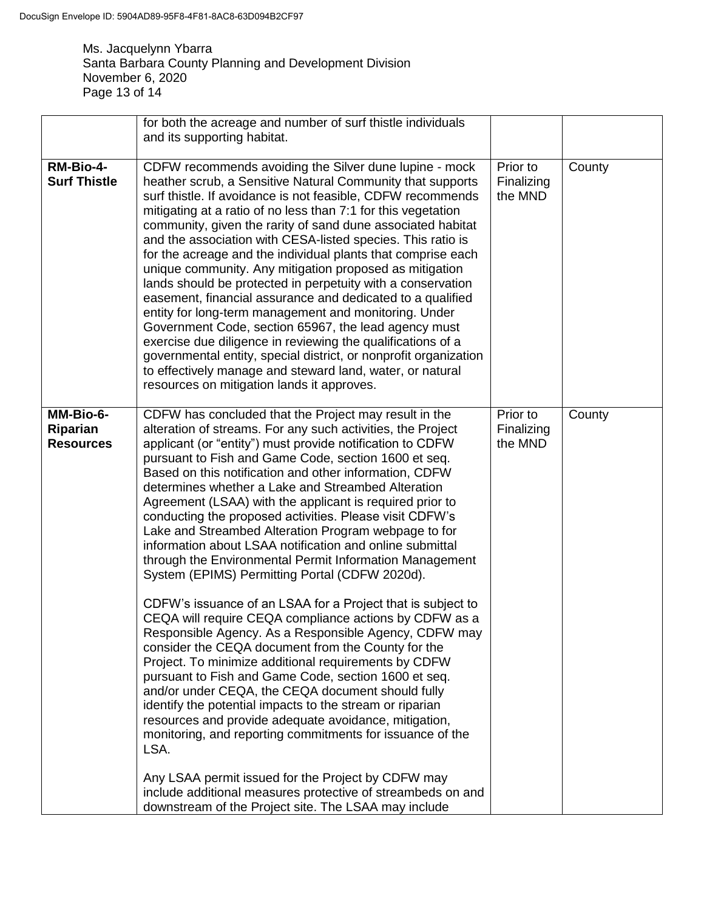| | | | |
|---|---|---|---|
| | for both the acreage and number of surf thistle individuals and its supporting habitat. | | |
| **RM-Bio-4-Surf Thistle** | CDFW recommends avoiding the Silver dune lupine - mock heather scrub, a Sensitive Natural Community that supports surf thistle. If avoidance is not feasible, CDFW recommends mitigating at a ratio of no less than 7:1 for this vegetation community, given the rarity of sand dune associated habitat and the association with CESA-listed species. This ratio is for the acreage and the individual plants that comprise each unique community. Any mitigation proposed as mitigation lands should be protected in perpetuity with a conservation easement, financial assurance and dedicated to a qualified entity for long-term management and monitoring. Under Government Code, section 65967, the lead agency must exercise due diligence in reviewing the qualifications of a governmental entity, special district, or nonprofit organization to effectively manage and steward land, water, or natural resources on mitigation lands it approves. | Prior to Finalizing the MND | County |
| **MM-Bio-6-Riparian Resources** | CDFW has concluded that the Project may result in the alteration of streams. For any such activities, the Project applicant (or "entity") must provide notification to CDFW pursuant to Fish and Game Code, section 1600 et seq. Based on this notification and other information, CDFW determines whether a Lake and Streambed Alteration Agreement (LSAA) with the applicant is required prior to conducting the proposed activities. Please visit CDFW's Lake and Streambed Alteration Program webpage to for information about LSAA notification and online submittal through the Environmental Permit Information Management System (EPIMS) Permitting Portal (CDFW 2020d).<br><br>CDFW's issuance of an LSAA for a Project that is subject to CEQA will require CEQA compliance actions by CDFW as a Responsible Agency. As a Responsible Agency, CDFW may consider the CEQA document from the County for the Project. To minimize additional requirements by CDFW pursuant to Fish and Game Code, section 1600 et seq. and/or under CEQA, the CEQA document should fully identify the potential impacts to the stream or riparian resources and provide adequate avoidance, mitigation, monitoring, and reporting commitments for issuance of the LSA.<br><br>Any LSAA permit issued for the Project by CDFW may include additional measures protective of streambeds on and downstream of the Project site. The LSAA may include | Prior to Finalizing the MND | County |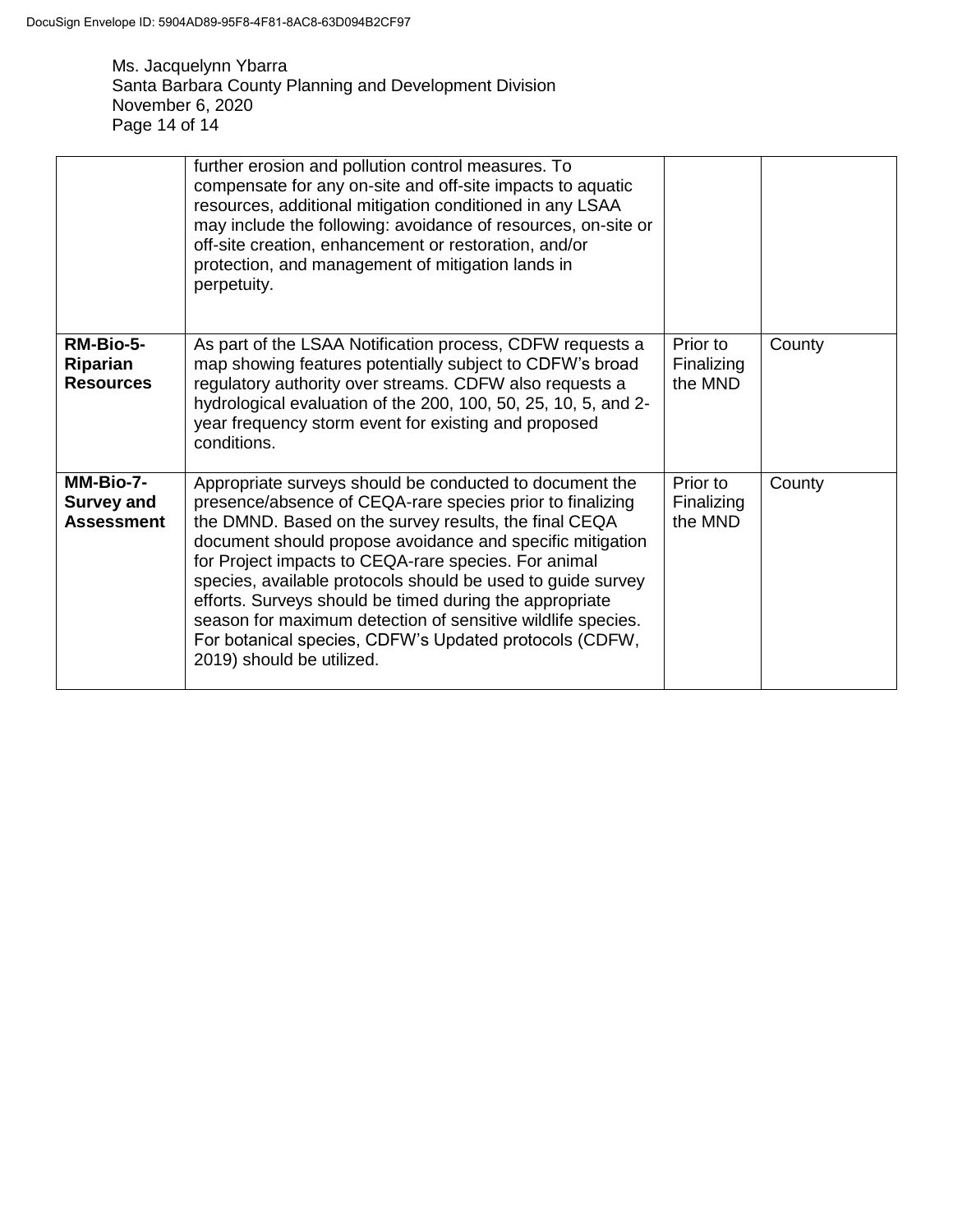| | | | |
|---|---|---|---|
| | further erosion and pollution control measures. To compensate for any on-site and off-site impacts to aquatic resources, additional mitigation conditioned in any LSAA may include the following: avoidance of resources, on-site or off-site creation, enhancement or restoration, and/or protection, and management of mitigation lands in perpetuity. | | |
| **RM-Bio-5-Riparian Resources** | As part of the LSAA Notification process, CDFW requests a map showing features potentially subject to CDFW's broad regulatory authority over streams. CDFW also requests a hydrological evaluation of the 200, 100, 50, 25, 10, 5, and 2-year frequency storm event for existing and proposed conditions. | Prior to Finalizing the MND | County |
| **MM-Bio-7-Survey and Assessment** | Appropriate surveys should be conducted to document the presence/absence of CEQA-rare species prior to finalizing the DMND. Based on the survey results, the final CEQA document should propose avoidance and specific mitigation for Project impacts to CEQA-rare species. For animal species, available protocols should be used to guide survey efforts. Surveys should be timed during the appropriate season for maximum detection of sensitive wildlife species. For botanical species, CDFW's Updated protocols (CDFW, 2019) should be utilized. | Prior to Finalizing the MND | County |